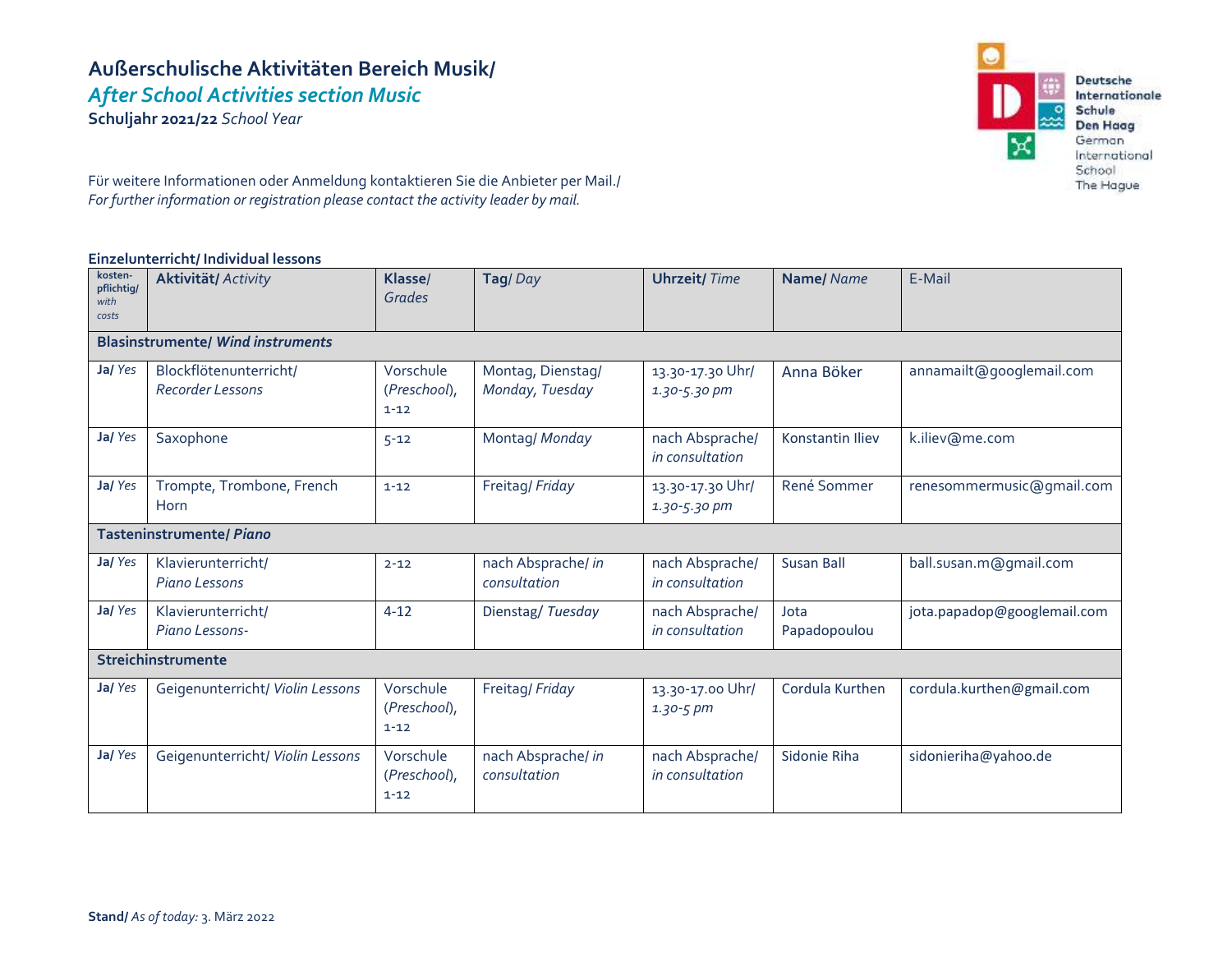# Außerschulische Aktivitäten Bereich Musik/
## *After School Activities section Music*

**Schuljahr 2021/22** *School Year*

Für weitere Informationen oder Anmeldung kontaktieren Sie die Anbieter per Mail./
*For further information or registration please contact the activity leader by mail.*

**Einzelunterricht/ Individual lessons**

| **kosten-pflichtig/** *with costs* | **Aktivität/** *Activity* | **Klasse/** *Grades* | **Tag**/ *Day* | **Uhrzeit/** *Time* | **Name/** *Name* | E-Mail |
|---|---|---|---|---|---|---|
| **Blasinstrumente/** ***Wind instruments*** | | | | | | |
| **Ja/** *Yes* | Blockflötenunterricht/ *Recorder Lessons* | Vorschule (*Preschool*), 1-12 | Montag, Dienstag/ *Monday, Tuesday* | 13.30-17.30 Uhr/ *1.30-5.30 pm* | Anna Böker | annamailt@googlemail.com |
| **Ja/** *Yes* | Saxophone | 5-12 | Montag/ *Monday* | nach Absprache/ *in consultation* | Konstantin Iliev | k.iliev@me.com |
| **Ja/** *Yes* | Trompte, Trombone, French Horn | 1-12 | Freitag/ *Friday* | 13.30-17.30 Uhr/ *1.30-5.30 pm* | René Sommer | renesommermusic@gmail.com |
| **Tasteninstrumente/** ***Piano*** | | | | | | |
| **Ja/** *Yes* | Klavierunterricht/ *Piano Lessons* | 2-12 | nach Absprache/ *in consultation* | nach Absprache/ *in consultation* | Susan Ball | ball.susan.m@gmail.com |
| **Ja/** *Yes* | Klavierunterricht/ *Piano Lessons-* | 4-12 | Dienstag/ *Tuesday* | nach Absprache/ *in consultation* | Jota Papadopoulou | jota.papadop@googlemail.com |
| **Streichinstrumente** | | | | | | |
| **Ja/** *Yes* | Geigenunterricht/ *Violin Lessons* | Vorschule (*Preschool*), 1-12 | Freitag/ *Friday* | 13.30-17.00 Uhr/ *1.30-5 pm* | Cordula Kurthen | cordula.kurthen@gmail.com |
| **Ja/** *Yes* | Geigenunterricht/ *Violin Lessons* | Vorschule (*Preschool*), 1-12 | nach Absprache/ *in consultation* | nach Absprache/ *in consultation* | Sidonie Riha | sidonieriha@yahoo.de |

**Stand/** *As of today:* 3. März 2022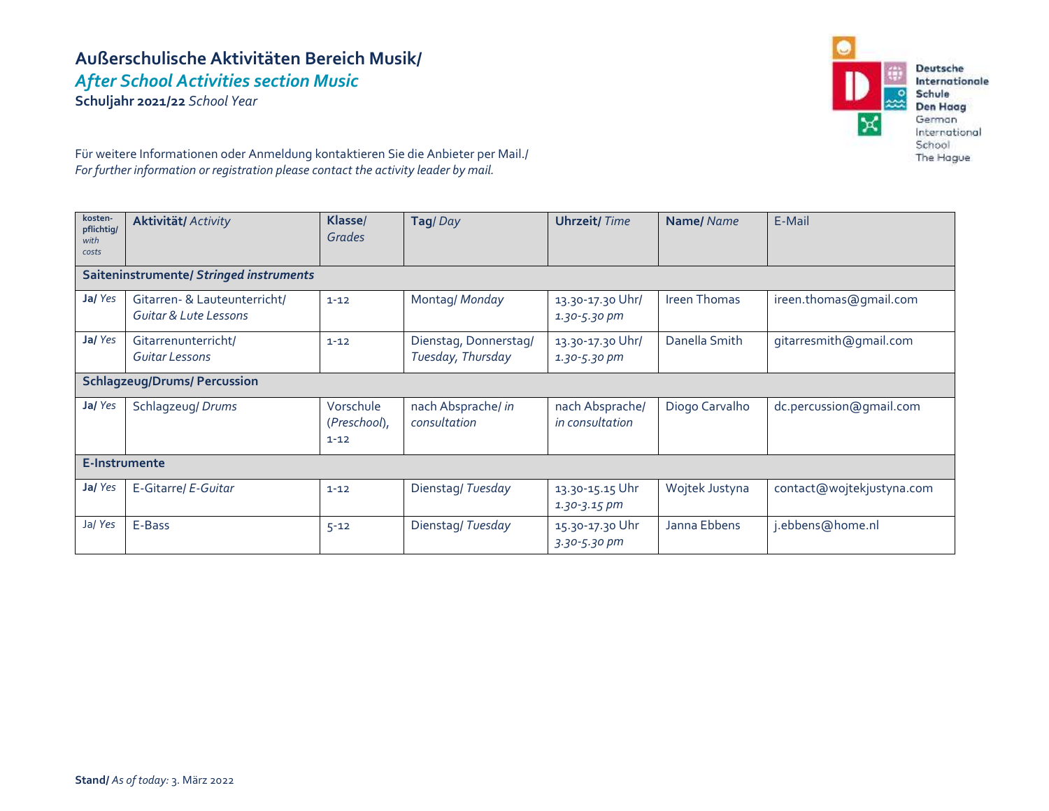# Außerschulische Aktivitäten Bereich Musik/
## *After School Activities section Music*
**Schuljahr 2021/22** *School Year*

Deutsche Internationale Schule Den Haag
German International School The Hague

Für weitere Informationen oder Anmeldung kontaktieren Sie die Anbieter per Mail./
*For further information or registration please contact the activity leader by mail.*

| **kosten-pflichtig/** *with costs* | **Aktivität/** *Activity* | **Klasse/** *Grades* | **Tag/** *Day* | **Uhrzeit/** *Time* | **Name/** *Name* | E-Mail |
|---|---|---|---|---|---|---|
| **Saiteninstrumente/** ***Stringed instruments*** | | | | | | |
| **Ja/** *Yes* | Gitarren- & Lauteunterricht/ *Guitar & Lute Lessons* | 1-12 | Montag/ *Monday* | 13.30-17.30 Uhr/ *1.30-5.30 pm* | Ireen Thomas | ireen.thomas@gmail.com |
| **Ja/** *Yes* | Gitarrenunterricht/ *Guitar Lessons* | 1-12 | Dienstag, Donnerstag/ *Tuesday, Thursday* | 13.30-17.30 Uhr/ *1.30-5.30 pm* | Danella Smith | gitarresmith@gmail.com |
| **Schlagzeug/Drums/ Percussion** | | | | | | |
| **Ja/** *Yes* | Schlagzeug/ *Drums* | Vorschule (*Preschool*), 1-12 | nach Absprache/ *in consultation* | nach Absprache/ *in consultation* | Diogo Carvalho | dc.percussion@gmail.com |
| **E-Instrumente** | | | | | | |
| **Ja/** *Yes* | E-Gitarre/ *E-Guitar* | 1-12 | Dienstag/ *Tuesday* | 13.30-15.15 Uhr *1.30-3.15 pm* | Wojtek Justyna | contact@wojtekjustyna.com |
| Ja/ *Yes* | E-Bass | 5-12 | Dienstag/ *Tuesday* | 15.30-17.30 Uhr *3.30-5.30 pm* | Janna Ebbens | j.ebbens@home.nl |

**Stand/** *As of today:* 3. März 2022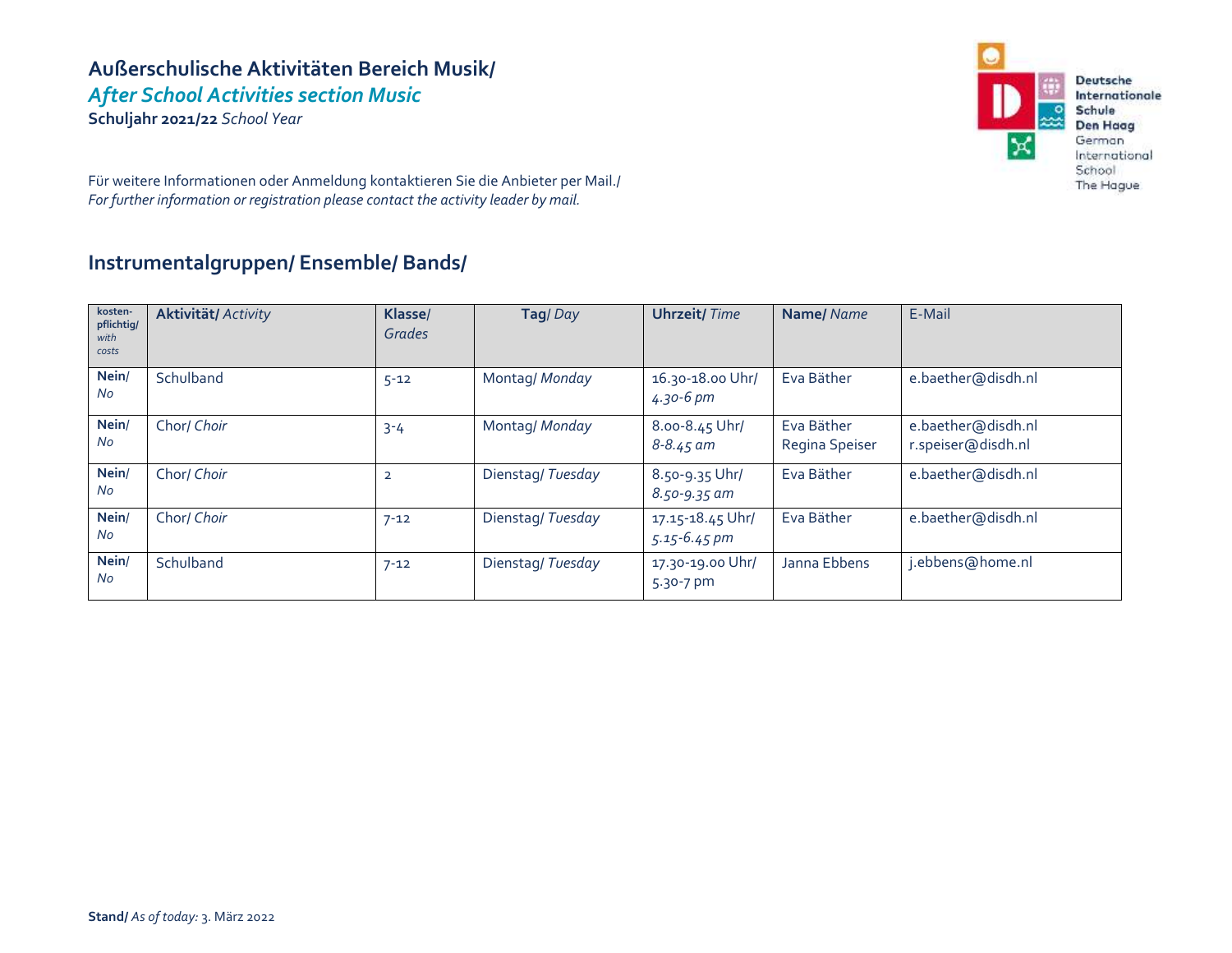# Außerschulische Aktivitäten Bereich Musik/
## *After School Activities section Music*

**Schuljahr 2021/22** *School Year*

Deutsche Internationale Schule Den Haag
German International School The Hague

Für weitere Informationen oder Anmeldung kontaktieren Sie die Anbieter per Mail./
*For further information or registration please contact the activity leader by mail.*

## Instrumentalgruppen/ Ensemble/ Bands/

| **kosten-pflichtig/** *with costs* | **Aktivität/** *Activity* | **Klasse/** *Grades* | **Tag/** *Day* | **Uhrzeit/** *Time* | **Name/** *Name* | E-Mail |
|---|---|---|---|---|---|---|
| **Nein**/ *No* | Schulband | 5-12 | Montag/ *Monday* | 16.30-18.00 Uhr/ *4.30-6 pm* | Eva Bäther | e.baether@disdh.nl |
| **Nein**/ *No* | Chor/ *Choir* | 3-4 | Montag/ *Monday* | 8.00-8.45 Uhr/ *8-8.45 am* | Eva Bäther<br>Regina Speiser | e.baether@disdh.nl<br>r.speiser@disdh.nl |
| **Nein**/ *No* | Chor/ *Choir* | 2 | Dienstag/ *Tuesday* | 8.50-9.35 Uhr/ *8.50-9.35 am* | Eva Bäther | e.baether@disdh.nl |
| **Nein**/ *No* | Chor/ *Choir* | 7-12 | Dienstag/ *Tuesday* | 17.15-18.45 Uhr/ *5.15-6.45 pm* | Eva Bäther | e.baether@disdh.nl |
| **Nein**/ *No* | Schulband | 7-12 | Dienstag/ *Tuesday* | 17.30-19.00 Uhr/ 5.30-7 pm | Janna Ebbens | j.ebbens@home.nl |

**Stand/** *As of today:* 3. März 2022